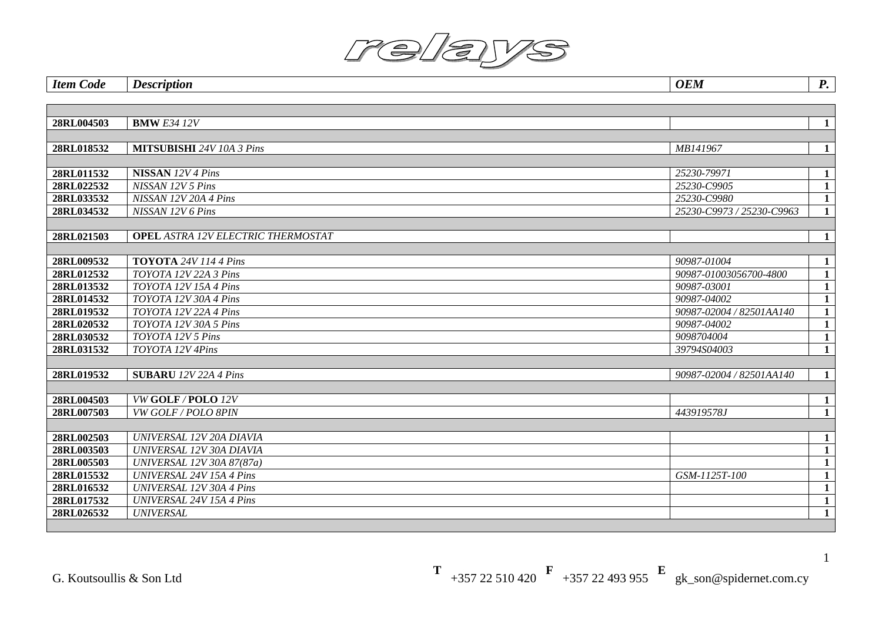# relays

| *Item Code* | *Description* | *OEM* | *P.* |
|---|---|---|---|
| | | | |
| **28RL004503** | **BMW** *E34 12V* | | **1** |
| | | | |
| **28RL018532** | **MITSUBISHI** *24V 10A 3 Pins* | *MB141967* | **1** |
| | | | |
| **28RL011532** | **NISSAN** *12V 4 Pins* | *25230-79971* | **1** |
| **28RL022532** | *NISSAN 12V 5 Pins* | *25230-C9905* | **1** |
| **28RL033532** | *NISSAN 12V 20A 4 Pins* | *25230-C9980* | **1** |
| **28RL034532** | *NISSAN 12V 6 Pins* | *25230-C9973 / 25230-C9963* | **1** |
| | | | |
| **28RL021503** | **OPEL** *ASTRA 12V ELECTRIC THERMOSTAT* | | **1** |
| | | | |
| **28RL009532** | **TOYOTA** *24V 114 4 Pins* | *90987-01004* | **1** |
| **28RL012532** | *TOYOTA 12V 22A 3 Pins* | *90987-01003056700-4800* | **1** |
| **28RL013532** | *TOYOTA 12V 15A 4 Pins* | *90987-03001* | **1** |
| **28RL014532** | *TOYOTA 12V 30A 4 Pins* | *90987-04002* | **1** |
| **28RL019532** | *TOYOTA 12V 22A 4 Pins* | *90987-02004 / 82501AA140* | **1** |
| **28RL020532** | *TOYOTA 12V 30A 5 Pins* | *90987-04002* | **1** |
| **28RL030532** | *TOYOTA 12V 5 Pins* | *9098704004* | **1** |
| **28RL031532** | *TOYOTA 12V 4Pins* | *39794S04003* | **1** |
| | | | |
| **28RL019532** | **SUBARU** *12V 22A 4 Pins* | *90987-02004 / 82501AA140* | **1** |
| | | | |
| **28RL004503** | *VW* **GOLF / POLO** *12V* | | **1** |
| **28RL007503** | *VW GOLF / POLO 8PIN* | *443919578J* | **1** |
| | | | |
| **28RL002503** | *UNIVERSAL 12V 20A DIAVIA* | | **1** |
| **28RL003503** | *UNIVERSAL 12V 30A DIAVIA* | | **1** |
| **28RL005503** | *UNIVERSAL 12V 30A 87(87a)* | | **1** |
| **28RL015532** | *UNIVERSAL 24V 15A 4 Pins* | *GSM-1125T-100* | **1** |
| **28RL016532** | *UNIVERSAL 12V 30A 4 Pins* | | **1** |
| **28RL017532** | *UNIVERSAL 24V 15A 4 Pins* | | **1** |
| **28RL026532** | *UNIVERSAL* | | **1** |

G. Koutsoullis & Son Ltd **T** +357 22 510 420 **F** +357 22 493 955 **E** gk_son@spidernet.com.cy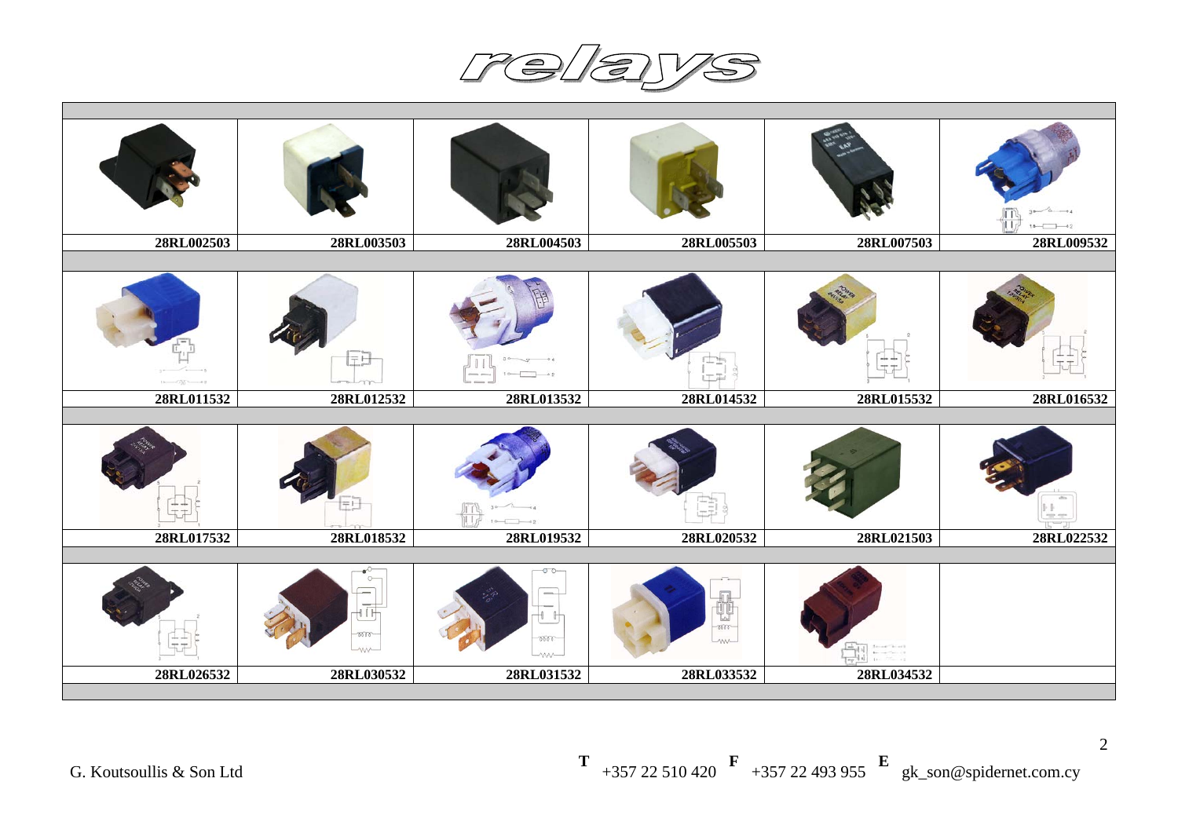# relays

| | | | | | |
|---|---|---|---|---|---|
| 28RL002503 | 28RL003503 | 28RL004503 | 28RL005503 | 28RL007503 | 28RL009532 |
| 28RL011532 | 28RL012532 | 28RL013532 | 28RL014532 | 28RL015532 | 28RL016532 |
| 28RL017532 | 28RL018532 | 28RL019532 | 28RL020532 | 28RL021503 | 28RL022532 |
| 28RL026532 | 28RL030532 | 28RL031532 | 28RL033532 | 28RL034532 | |

G. Koutsoullis & Son Ltd **T** +357 22 510 420 **F** +357 22 493 955 **E** gk_son@spidernet.com.cy